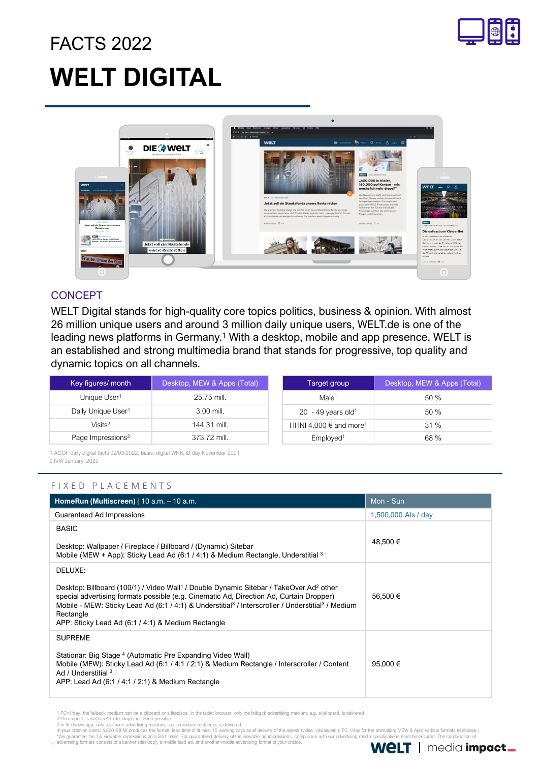FACTS 2022

# WELT DIGITAL

## CONCEPT

WELT Digital stands for high-quality core topics politics, business & opinion. With almost 26 million unique users and around 3 million daily unique users, WELT.de is one of the leading news platforms in Germany.[1] With a desktop, mobile and app presence, WELT is an established and strong multimedia brand that stands for progressive, top quality and dynamic topics on all channels.

| Key figures/ month | Desktop, MEW & Apps (Total) |
|---|---|
| Unique User[1] | 25.75 mill. |
| Daily Unique User[1] | 3.00 mill. |
| Visits[2] | 144.31 mill. |
| Page Impressions[2] | 373.72 mill. |

| Target group | Desktop, MEW & Apps (Total) |
|---|---|
| Male[1] | 50 % |
| 20 - 49 years old[1] | 50 % |
| HHNI 4,000 € and more[1] | 31 % |
| Employed[1] | 68 % |

1 AGOF daily digital facts 02/03/2022, basis: digital WNK; Ø day November 2021
2 IVW January 2022

## FIXED PLACEMENTS

| **HomeRun (Multiscreen)** \| 10 a.m. – 10 a.m. | Mon - Sun |
|---|---|
| Guaranteed Ad Impressions | 1,500,000 AIs / day |
| BASIC<br><br>Desktop: Wallpaper / Fireplace / Billboard / (Dynamic) Sitebar<br>Mobile (MEW + App): Sticky Lead Ad (6:1 / 4:1) & Medium Rectangle, Understitial [3] | 48,500 € |
| DELUXE:<br><br>Desktop: Billboard (100/1) / Video Wall[1] / Double Dynamic Sitebar / TakeOver Ad[2] other special advertising formats possible (e.g. Cinematic Ad, Direction Ad, Curtain Dropper)<br>Mobile - MEW: Sticky Lead Ad (6:1 / 4:1) & Understitial[3] / Interscroller / Understitial[3] / Medium Rectangle<br>APP: Sticky Lead Ad (6:1 / 4:1) & Medium Rectangle | 56,500 € |
| SUPREME<br><br>Stationär: Big Stage [4] (Automatic Pre Expanding Video Wall)<br>Mobile (MEW): Sticky Lead Ad (6:1 / 4:1 / 2:1) & Medium Rectangle / Interscroller / Content Ad / Understitial [3]<br>APP: Lead Ad (6:1 / 4:1 / 2:1) & Medium Rectangle | 95,000 € |

1 FC=1/day, the fallback medium can be a billboard or a fireplace. In the tablet browser, only the fallback advertising medium, e.g. a billboard, is delivered.
2 On request: TakeOverAd (desktop) incl. video possible.
3 In the News app, only a fallback advertising medium, e.g. a medium rectangle, is delivered.
4) plus creation costs: 4,800 € if MI produces the format, lead time of at least 15 working days as of delivery of the assets (video, visuals etc.); FC 1/day for the animation; MEW & App: various formats to choose )
*We guarantee the 1.5 viewable impressions on a 50/1 basis. For guaranteed delivery of the viewable ad impressions, compliance with our advertising media specifications must be ensured. The combination of advertising formats consists of a banner (desktop), a mobile lead ad, and another mobile advertising format of your choice.

WELT | media impact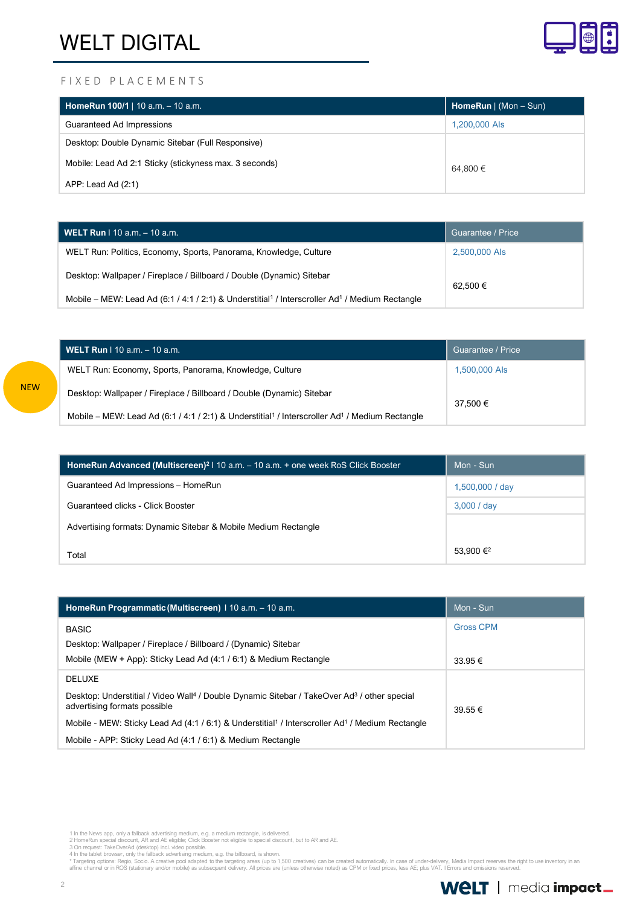# WELT DIGITAL

FIXED PLACEMENTS

| **HomeRun 100/1** \| 10 a.m. – 10 a.m. | **HomeRun** \| (Mon – Sun) |
|---|---|
| Guaranteed Ad Impressions | 1,200,000 AIs |
| Desktop: Double Dynamic Sitebar (Full Responsive)<br>Mobile: Lead Ad 2:1 Sticky (stickyness max. 3 seconds)<br>APP: Lead Ad (2:1) | 64,800 € |

| **WELT Run** I 10 a.m. – 10 a.m. | Guarantee / Price |
|---|---|
| WELT Run: Politics, Economy, Sports, Panorama, Knowledge, Culture | 2,500,000 AIs |
| Desktop: Wallpaper / Fireplace / Billboard / Double (Dynamic) Sitebar<br>Mobile – MEW: Lead Ad (6:1 / 4:1 / 2:1) & Understitial[1] / Interscroller Ad[1] / Medium Rectangle | 62,500 € |

NEW

| **WELT Run** I 10 a.m. – 10 a.m. | Guarantee / Price |
|---|---|
| WELT Run: Economy, Sports, Panorama, Knowledge, Culture | 1,500,000 AIs |
| Desktop: Wallpaper / Fireplace / Billboard / Double (Dynamic) Sitebar<br>Mobile – MEW: Lead Ad (6:1 / 4:1 / 2:1) & Understitial[1] / Interscroller Ad[1] / Medium Rectangle | 37,500 € |

| **HomeRun Advanced (Multiscreen)[2]** I 10 a.m. – 10 a.m. + one week RoS Click Booster | Mon - Sun |
|---|---|
| Guaranteed Ad Impressions – HomeRun | 1,500,000 / day |
| Guaranteed clicks - Click Booster | 3,000 / day |
| Advertising formats: Dynamic Sitebar & Mobile Medium Rectangle<br>Total | 53,900 €[2] |

| **HomeRun Programmatic (Multiscreen)** I 10 a.m. – 10 a.m. | Mon - Sun |
|---|---|
| BASIC<br>Desktop: Wallpaper / Fireplace / Billboard / (Dynamic) Sitebar<br>Mobile (MEW + App): Sticky Lead Ad (4:1 / 6:1) & Medium Rectangle | Gross CPM<br>33.95 € |
| DELUXE<br>Desktop: Understitial / Video Wall[4] / Double Dynamic Sitebar / TakeOver Ad[3] / other special advertising formats possible<br>Mobile - MEW: Sticky Lead Ad (4:1 / 6:1) & Understitial[1] / Interscroller Ad[1] / Medium Rectangle<br>Mobile - APP: Sticky Lead Ad (4:1 / 6:1) & Medium Rectangle | 39.55 € |

1 In the News app, only a fallback advertising medium, e.g. a medium rectangle, is delivered.
2 HomeRun special discount, AR and AE eligible; Click Booster not eligible to special discount, but to AR and AE.
3 On request: TakeOverAd (desktop) incl. video possible.
4 In the tablet browser, only the fallback advertising medium, e.g. the billboard, is shown.
* Targeting options: Regio, Socio. A creative pool adapted to the targeting areas (up to 1,500 creatives) can be created automatically. In case of under-delivery, Media Impact reserves the right to use inventory in an affine channel or in ROS (stationary and/or mobile) as subsequent delivery. All prices are (unless otherwise noted) as CPM or fixed prices, less AE; plus VAT. I Errors and omissions reserved.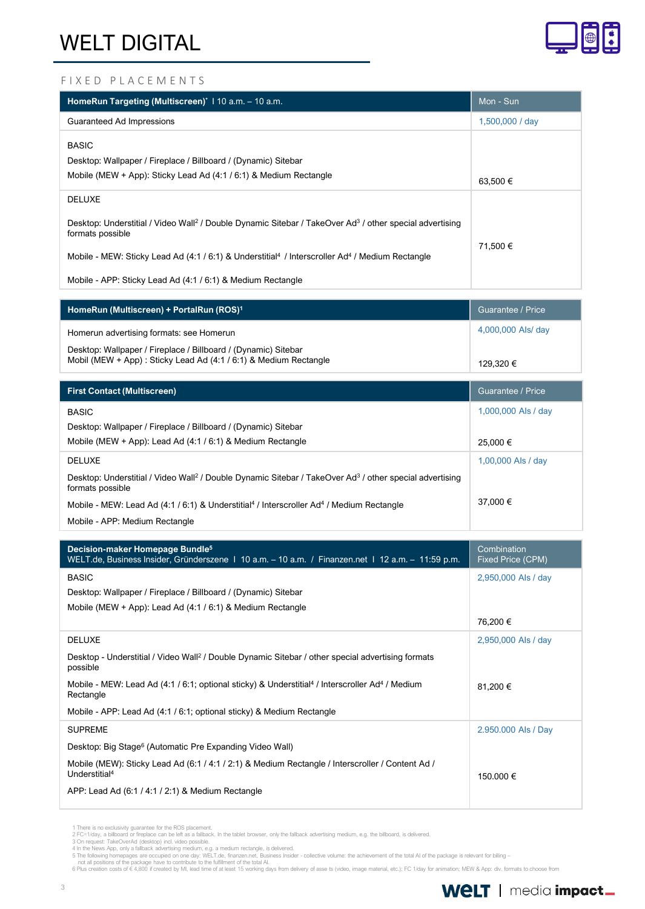# WELT DIGITAL

FIXED PLACEMENTS

| **HomeRun Targeting (Multiscreen)*** I 10 a.m. – 10 a.m. | Mon - Sun |
|---|---|
| Guaranteed Ad Impressions | 1,500,000 / day |
| BASIC<br>Desktop: Wallpaper / Fireplace / Billboard / (Dynamic) Sitebar<br>Mobile (MEW + App): Sticky Lead Ad (4:1 / 6:1) & Medium Rectangle | 63,500 € |
| DELUXE<br>Desktop: Understitial / Video Wall[2] / Double Dynamic Sitebar / TakeOver Ad[3] / other special advertising formats possible<br>Mobile - MEW: Sticky Lead Ad (4:1 / 6:1) & Understitial[4] / Interscroller Ad[4] / Medium Rectangle<br>Mobile - APP: Sticky Lead Ad (4:1 / 6:1) & Medium Rectangle | 71,500 € |

| **HomeRun (Multiscreen) + PortalRun (ROS)[1]** | Guarantee / Price |
|---|---|
| Homerun advertising formats: see Homerun<br>Desktop: Wallpaper / Fireplace / Billboard / (Dynamic) Sitebar<br>Mobil (MEW + App) : Sticky Lead Ad (4:1 / 6:1) & Medium Rectangle | 4,000,000 AIs/ day<br>129,320 € |

| **First Contact (Multiscreen)** | Guarantee / Price |
|---|---|
| BASIC<br>Desktop: Wallpaper / Fireplace / Billboard / (Dynamic) Sitebar<br>Mobile (MEW + App): Lead Ad (4:1 / 6:1) & Medium Rectangle | 1,000,000 AIs / day<br>25,000 € |
| DELUXE<br>Desktop: Understitial / Video Wall[2] / Double Dynamic Sitebar / TakeOver Ad[3] / other special advertising formats possible<br>Mobile - MEW: Lead Ad (4:1 / 6:1) & Understitial[4] / Interscroller Ad[4] / Medium Rectangle<br>Mobile - APP: Medium Rectangle | 1,00,000 AIs / day<br>37,000 € |

| **Decision-maker Homepage Bundle[5]**<br>WELT.de, Business Insider, Gründerszene I 10 a.m. – 10 a.m. / Finanzen.net I 12 a.m. – 11:59 p.m. | Combination<br>Fixed Price (CPM) |
|---|---|
| BASIC<br>Desktop: Wallpaper / Fireplace / Billboard / (Dynamic) Sitebar<br>Mobile (MEW + App): Lead Ad (4:1 / 6:1) & Medium Rectangle | 2,950,000 AIs / day<br>76,200 € |
| DELUXE<br>Desktop - Understitial / Video Wall[2] / Double Dynamic Sitebar / other special advertising formats possible<br>Mobile - MEW: Lead Ad (4:1 / 6:1; optional sticky) & Understitial[4] / Interscroller Ad[4] / Medium Rectangle<br>Mobile - APP: Lead Ad (4:1 / 6:1; optional sticky) & Medium Rectangle | 2,950,000 AIs / day<br>81,200 € |
| SUPREME<br>Desktop: Big Stage[6] (Automatic Pre Expanding Video Wall)<br>Mobile (MEW): Sticky Lead Ad (6:1 / 4:1 / 2:1) & Medium Rectangle / Interscroller / Content Ad / Understitial[4]<br>APP: Lead Ad (6:1 / 4:1 / 2:1) & Medium Rectangle | 2.950.000 AIs / Day<br>150.000 € |

1 There is no exclusivity guarantee for the ROS placement.
2 FC=1/day, a billboard or fireplace can be left as a fallback. In the tablet browser, only the fallback advertising medium, e.g. the billboard, is delivered.
3 On request: TakeOverAd (desktop) incl. video possible.
4 In the News App, only a fallback advertising medium, e.g. a medium rectangle, is delivered.
5 The following homepages are occupied on one day: WELT.de, finanzen.net, Business Insider - collective volume: the achievement of the total AI of the package is relevant for billing – not all positions of the package have to contribute to the fulfillment of the total AI.
6 Plus creation costs of € 4,800 if created by MI, lead time of at least 15 working days from delivery of asse ts (video, image material, etc.); FC 1/day for animation; MEW & App: div. formats to choose from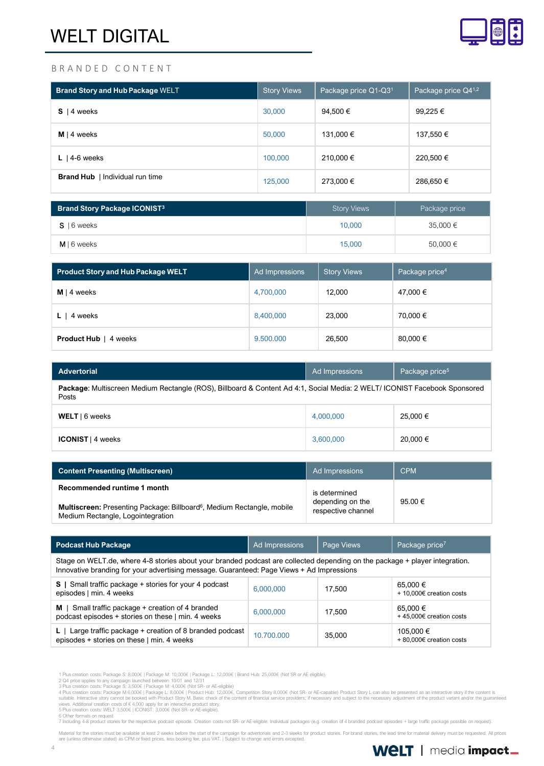# WELT DIGITAL

## BRANDED CONTENT

| Brand Story and Hub Package WELT | Story Views | Package price Q1-Q3[1] | Package price Q4[1,2] |
|---|---|---|---|
| **S** \| 4 weeks | 30,000 | 94,500 € | 99,225 € |
| **M** \| 4 weeks | 50,000 | 131,000 € | 137,550 € |
| **L** \| 4-6 weeks | 100,000 | 210,000 € | 220,500 € |
| **Brand Hub** \| Individual run time | 125,000 | 273,000 € | 286,650 € |

| Brand Story Package ICONIST[3] | Story Views | Package price |
|---|---|---|
| **S** \| 6 weeks | 10,000 | 35,000 € |
| **M** \| 6 weeks | 15,000 | 50,000 € |

| Product Story and Hub Package WELT | Ad Impressions | Story Views | Package price[4] |
|---|---|---|---|
| **M** \| 4 weeks | 4,700,000 | 12,000 | 47,000 € |
| **L** \| 4 weeks | 8,400,000 | 23,000 | 70,000 € |
| **Product Hub** \| 4 weeks | 9.500.000 | 26,500 | 80,000 € |

| Advertorial | Ad Impressions | Package price[5] |
|---|---|---|
| **Package**: Multiscreen Medium Rectangle (ROS), Billboard & Content Ad 4:1, Social Media: 2 WELT/ ICONIST Facebook Sponsored Posts | | |
| **WELT** \| 6 weeks | 4,000,000 | 25,000 € |
| **ICONIST** \| 4 weeks | 3,600,000 | 20,000 € |

| Content Presenting (Multiscreen) | Ad Impressions | CPM |
|---|---|---|
| **Recommended runtime 1 month**<br><br>**Multiscreen:** Presenting Package: Billboard[6], Medium Rectangle, mobile Medium Rectangle, Logointegration | is determined depending on the respective channel | 95.00 € |

| Podcast Hub Package | Ad Impressions | Page Views | Package price[7] |
|---|---|---|---|
| Stage on WELT.de, where 4-8 stories about your branded podcast are collected depending on the package + player integration. Innovative branding for your advertising message. Guaranteed: Page Views + Ad Impressions | | | |
| **S** \| Small traffic package + stories for your 4 podcast episodes \| min. 4 weeks | 6,000,000 | 17,500 | 65,000 €<br>+ 10,000€ creation costs |
| **M** \| Small traffic package + creation of 4 branded podcast episodes + stories on these \| min. 4 weeks | 6,000,000 | 17,500 | 65,000 €<br>+ 45,000€ creation costs |
| **L** \| Large traffic package + creation of 8 branded podcast episodes + stories on these \| min. 4 weeks | 10.700.000 | 35,000 | 105,000 €<br>+ 80,000€ creation costs |

1 Plus creation costs: Package S: 8,000€ | Package M: 10,000€ | Package L: 12,000€ | Brand Hub: 25,000€ (Not SR or AE eligible).
2 Q4 price applies to any campaign launched between 10/01 and 12/31
3 Plus creation costs: Package S: 3,500€ | Package M: 4,000€ (Not SR- or AE-eligible)
4 Plus creation costs: Package M 6,000€ | Package L: 8,000€ | Product Hub: 12,000€, Competition Story 8,000€ (Not SR- or AE-capable) Product Story L can also be presented as an interactive story if the content is suitable. Interactive story cannot be booked with Product Story M. Basic check of the content of financial service providers; if necessary and subject to the necessary adjustment of the product variant and/or the guaranteed views. Additional creation costs of € 4,000 apply for an interactive product story.
5 Plus creation costs: WELT 3,500€ | ICONIST: 3,000€ (Not SR- or AE-eligible).
6 Other formats on request
7 Including 4-8 product stories for the respective podcast episode. Creation costs not SR- or AE-eligible. Individual packages (e.g. creation of 4 branded podcast episodes + large traffic package possible on request).

Material for the stories must be available at least 2 weeks before the start of the campaign for advertorials and 2-3 weeks for product stories. For brand stories, the lead time for material delivery must be requested. All prices are (unless otherwise stated) as CPM or fixed prices, less booking fee, plus VAT. | Subject to change and errors excepted.

WELT | media impact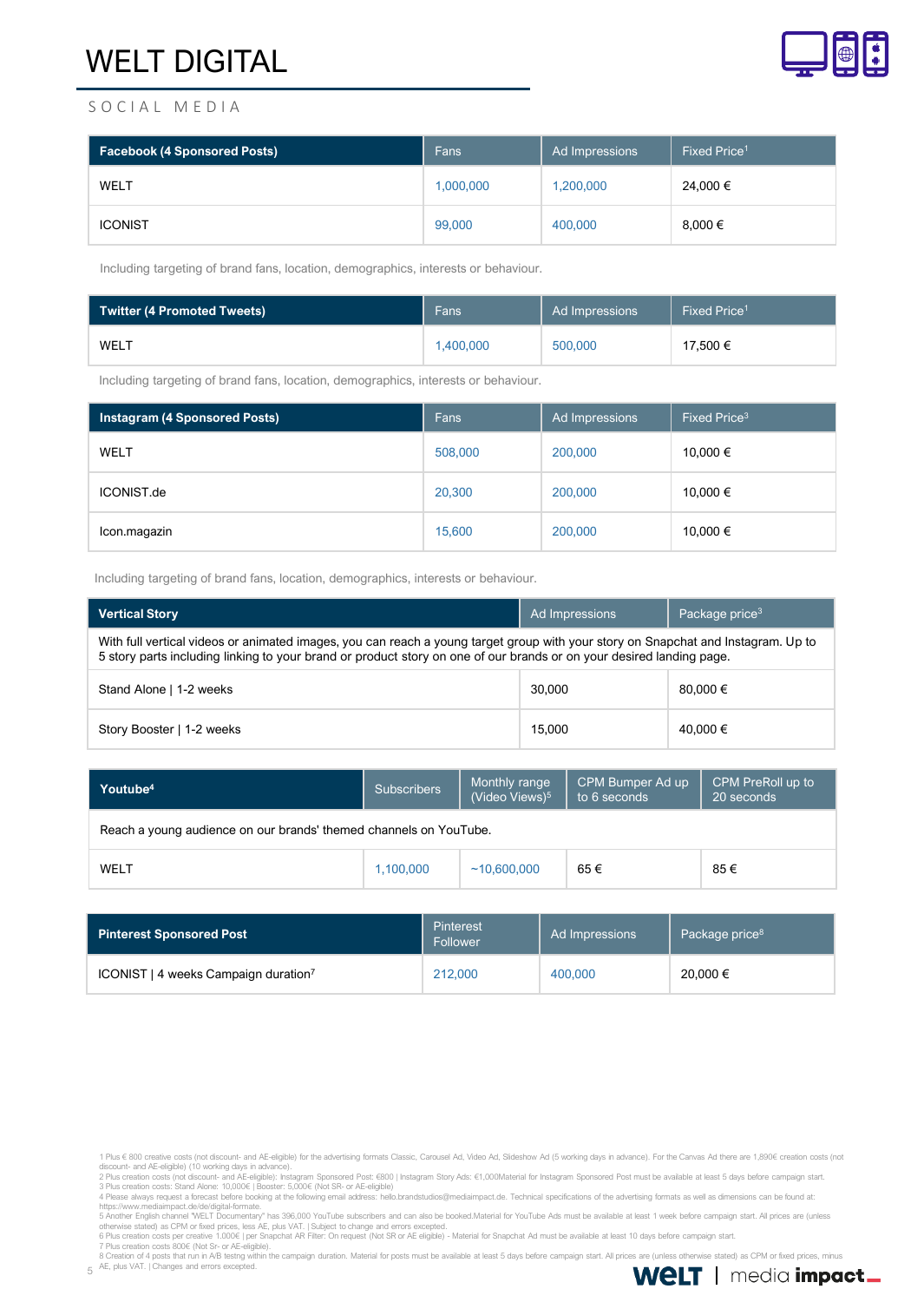# WELT DIGITAL

## SOCIAL MEDIA

| Facebook (4 Sponsored Posts) | Fans | Ad Impressions | Fixed Price[1] |
|---|---|---|---|
| WELT | 1,000,000 | 1,200,000 | 24,000 € |
| ICONIST | 99,000 | 400,000 | 8,000 € |

Including targeting of brand fans, location, demographics, interests or behaviour.

| Twitter (4 Promoted Tweets) | Fans | Ad Impressions | Fixed Price[1] |
|---|---|---|---|
| WELT | 1,400,000 | 500,000 | 17,500 € |

Including targeting of brand fans, location, demographics, interests or behaviour.

| Instagram (4 Sponsored Posts) | Fans | Ad Impressions | Fixed Price[3] |
|---|---|---|---|
| WELT | 508,000 | 200,000 | 10,000 € |
| ICONIST.de | 20,300 | 200,000 | 10,000 € |
| Icon.magazin | 15,600 | 200,000 | 10,000 € |

Including targeting of brand fans, location, demographics, interests or behaviour.

| Vertical Story | Ad Impressions | Package price[3] |
|---|---|---|
| With full vertical videos or animated images, you can reach a young target group with your story on Snapchat and Instagram. Up to 5 story parts including linking to your brand or product story on one of our brands or on your desired landing page. | | |
| Stand Alone \| 1-2 weeks | 30,000 | 80,000 € |
| Story Booster \| 1-2 weeks | 15,000 | 40,000 € |

| Youtube[4] | Subscribers | Monthly range (Video Views)[5] | CPM Bumper Ad up to 6 seconds | CPM PreRoll up to 20 seconds |
|---|---|---|---|---|
| Reach a young audience on our brands' themed channels on YouTube. | | | | |
| WELT | 1,100,000 | ~10,600,000 | 65 € | 85 € |

| Pinterest Sponsored Post | Pinterest Follower | Ad Impressions | Package price[8] |
|---|---|---|---|
| ICONIST \| 4 weeks Campaign duration[7] | 212,000 | 400,000 | 20,000 € |

1 Plus € 800 creative costs (not discount- and AE-eligible) for the advertising formats Classic, Carousel Ad, Video Ad, Slideshow Ad (5 working days in advance). For the Canvas Ad there are 1,890€ creation costs (not discount- and AE-eligible) (10 working days in advance).
2 Plus creation costs (not discount- and AE-eligible): Instagram Sponsored Post: €800 | Instagram Story Ads: €1,000Material for Instagram Sponsored Post must be available at least 5 days before campaign start.
3 Plus creation costs: Stand Alone: 10,000€ | Booster: 5,000€ (Not SR- or AE-eligible)
4 Please always request a forecast before booking at the following email address: hello.brandstudios@mediaimpact.de. Technical specifications of the advertising formats as well as dimensions can be found at: https://www.mediaimpact.de/de/digital-formate.
5 Another English channel "WELT Documentary" has 396,000 YouTube subscribers and can also be booked.Material for YouTube Ads must be available at least 1 week before campaign start. All prices are (unless otherwise stated) as CPM or fixed prices, less AE, plus VAT. | Subject to change and errors excepted.
6 Plus creation costs per creative 1.000€ | per Snapchat AR Filter: On request (Not SR or AE eligible) - Material for Snapchat Ad must be available at least 10 days before campaign start.
7 Plus creation costs 800€ (Not Sr- or AE-eligible).
8 Creation of 4 posts that run in A/B testng within the campaign duration. Material for posts must be available at least 5 days before campaign start. All prices are (unless otherwise stated) as CPM or fixed prices, minus AE, plus VAT. | Changes and errors excepted.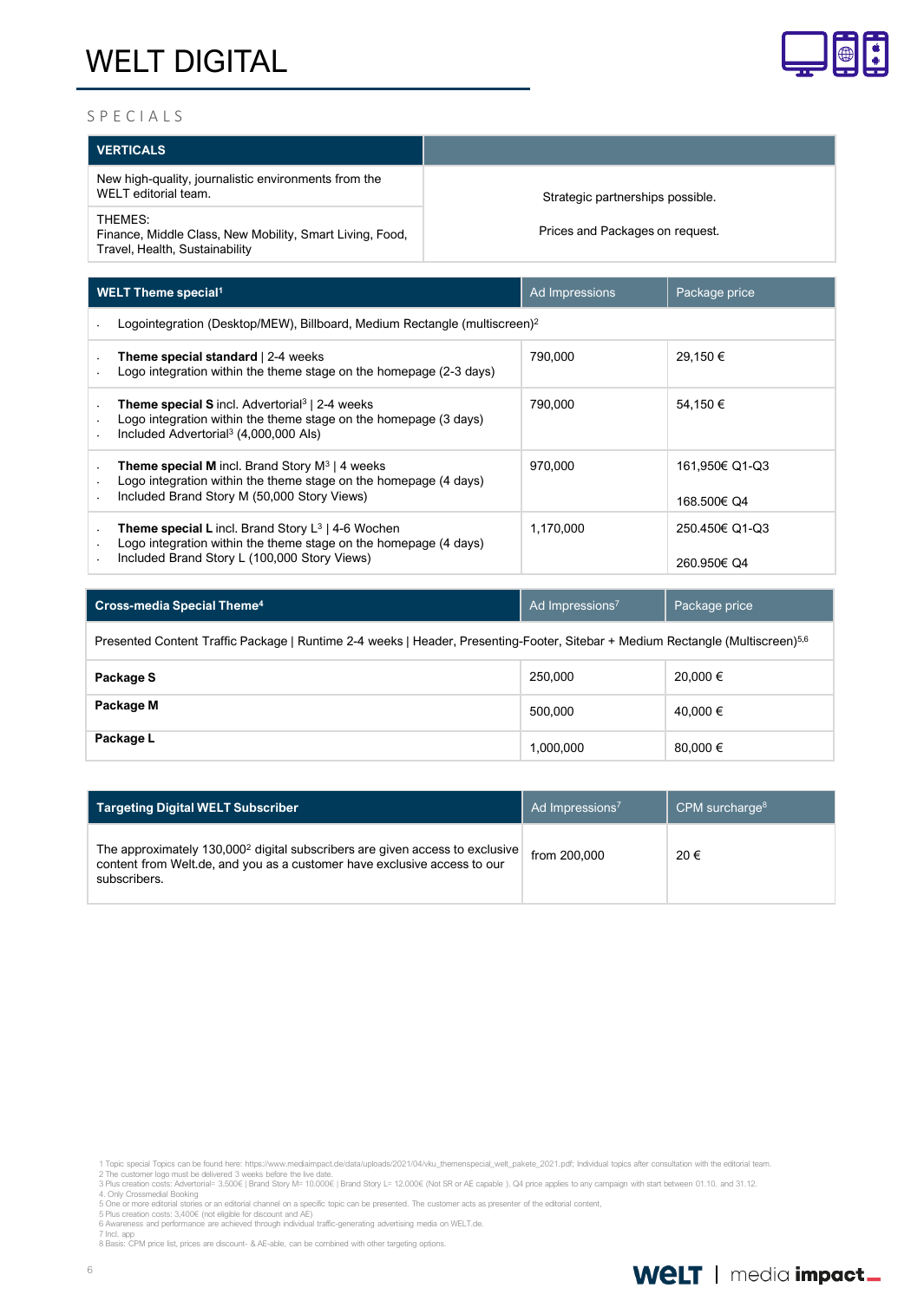# WELT DIGITAL

SPECIALS

| VERTICALS | |
|---|---|
| New high-quality, journalistic environments from the WELT editorial team. | Strategic partnerships possible. |
| THEMES:<br>Finance, Middle Class, New Mobility, Smart Living, Food, Travel, Health, Sustainability | Prices and Packages on request. |

| WELT Theme special[1] | Ad Impressions | Package price |
|---|---|---|
| · Logointegration (Desktop/MEW), Billboard, Medium Rectangle (multiscreen)[2] | | |
| · **Theme special standard** \| 2-4 weeks<br>· Logo integration within the theme stage on the homepage (2-3 days) | 790,000 | 29,150 € |
| · **Theme special S** incl. Advertorial[3] \| 2-4 weeks<br>· Logo integration within the theme stage on the homepage (3 days)<br>· Included Advertorial[3] (4,000,000 AIs) | 790,000 | 54,150 € |
| · **Theme special M** incl. Brand Story M[3] \| 4 weeks<br>· Logo integration within the theme stage on the homepage (4 days)<br>· Included Brand Story M (50,000 Story Views) | 970,000 | 161,950€ Q1-Q3<br>168.500€ Q4 |
| · **Theme special L** incl. Brand Story L[3] \| 4-6 Wochen<br>· Logo integration within the theme stage on the homepage (4 days)<br>· Included Brand Story L (100,000 Story Views) | 1,170,000 | 250.450€ Q1-Q3<br>260.950€ Q4 |

| Cross-media Special Theme[4] | Ad Impressions[7] | Package price |
|---|---|---|
| Presented Content Traffic Package \| Runtime 2-4 weeks \| Header, Presenting-Footer, Sitebar + Medium Rectangle (Multiscreen)[5,6] | | |
| **Package S** | 250,000 | 20,000 € |
| **Package M** | 500,000 | 40,000 € |
| **Package L** | 1,000,000 | 80,000 € |

| Targeting Digital WELT Subscriber | Ad Impressions[7] | CPM surcharge[8] |
|---|---|---|
| The approximately 130,000[2] digital subscribers are given access to exclusive content from Welt.de, and you as a customer have exclusive access to our subscribers. | from 200,000 | 20 € |

1 Topic special Topics can be found here: https://www.mediaimpact.de/data/uploads/2021/04/vku_themenspecial_welt_pakete_2021.pdf; Individual topics after consultation with the editorial team.
2 The customer logo must be delivered 3 weeks before the live date.
3 Plus creation costs: Advertorial= 3.500€ | Brand Story M= 10.000€ | Brand Story L= 12.000€ (Not SR or AE capable ). Q4 price applies to any campaign with start between 01.10. and 31.12.
4. Only Crossmedial Booking
5 One or more editorial stories or an editorial channel on a specific topic can be presented. The customer acts as presenter of the editorial content.
5 Plus creation costs: 3,400€ (not eligible for discount and AE)
6 Awareness and performance are achieved through individual traffic-generating advertising media on WELT.de.
7 Incl. app
8 Basis: CPM price list, prices are discount- & AE-able, can be combined with other targeting options.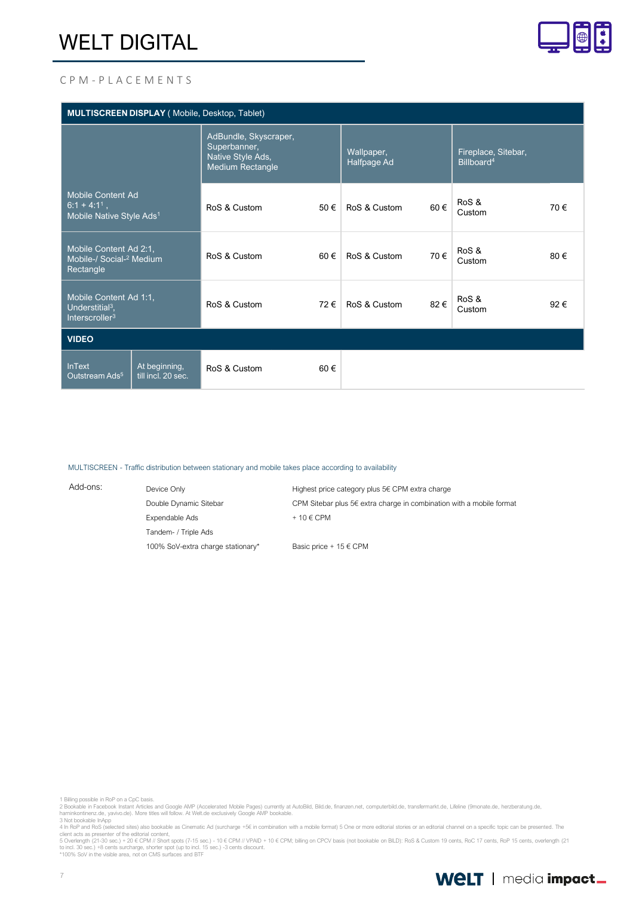# WELT DIGITAL

CPM-PLACEMENTS

| MULTISCREEN DISPLAY ( Mobile, Desktop, Tablet) | | | | | | |
|---|---|---|---|---|---|---|
| | AdBundle, Skyscraper, Superbanner, Native Style Ads, Medium Rectangle | | Wallpaper, Halfpage Ad | | Fireplace, Sitebar, Billboard[4] | |
| Mobile Content Ad 6:1 + 4:1[1], Mobile Native Style Ads[1] | RoS & Custom | 50 € | RoS & Custom | 60 € | RoS & Custom | 70 € |
| Mobile Content Ad 2:1, Mobile-/ Social-[2] Medium Rectangle | RoS & Custom | 60 € | RoS & Custom | 70 € | RoS & Custom | 80 € |
| Mobile Content Ad 1:1, Understitial[3], Interscroller[3] | RoS & Custom | 72 € | RoS & Custom | 82 € | RoS & Custom | 92 € |
| **VIDEO** | | | | | | |
| InText Outstream Ads[5] / At beginning, till incl. 20 sec. | RoS & Custom | 60 € | | | | |

MULTISCREEN - Traffic distribution between stationary and mobile takes place according to availability

| Add-ons: | | |
|---|---|---|
| | Device Only | Highest price category plus 5€ CPM extra charge |
| | Double Dynamic Sitebar | CPM Sitebar plus 5€ extra charge in combination with a mobile format |
| | Expendable Ads | + 10 € CPM |
| | Tandem- / Triple Ads | |
| | 100% SoV-extra charge stationary* | Basic price + 15 € CPM |

1 Billing possible in RoP on a CpC basis.
2 Bookable in Facebook Instant Articles and Google AMP (Accelerated Mobile Pages) currently at AutoBild, Bild.de, finanzen.net, computerbild.de, transfermarkt.de, Lifeline (9monate.de, herzberatung.de, harninkontinenz.de, yavivo.de). More titles will follow. At Welt.de exclusively Google AMP bookable.
3 Not bookable InApp
4 In RoP and RoS (selected sites) also bookable as Cinematic Ad (surcharge +5€ in combination with a mobile format) 5 One or more editorial stories or an editorial channel on a specific topic can be presented. The client acts as presenter of the editorial content.
5 Overlength (21-30 sec.) + 20 € CPM // Short spots (7-15 sec.) - 10 € CPM // VPAID + 10 € CPM; billing on CPCV basis (not bookable on BILD): RoS & Custom 19 cents, RoC 17 cents, RoP 15 cents, overlength (21 to incl. 30 sec.) +8 cents surcharge, shorter spot (up to incl. 15 sec.) -3 cents discount.
*100% SoV in the visible area, not on CMS surfaces and BTF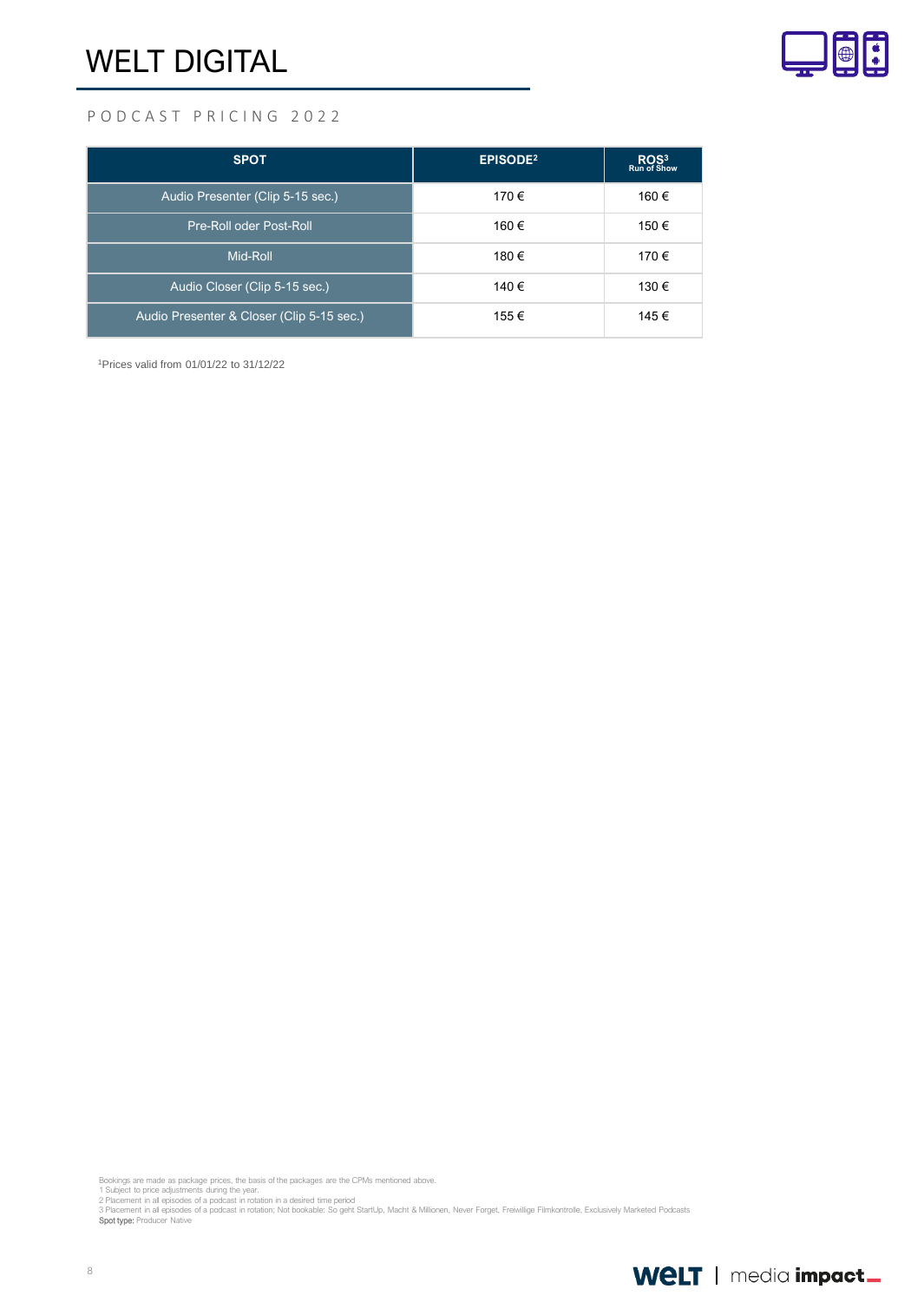# WELT DIGITAL

PODCAST PRICING 2022

| SPOT | EPISODE[2] | ROS[3] Run of Show |
|---|---|---|
| Audio Presenter (Clip 5-15 sec.) | 170 € | 160 € |
| Pre-Roll oder Post-Roll | 160 € | 150 € |
| Mid-Roll | 180 € | 170 € |
| Audio Closer (Clip 5-15 sec.) | 140 € | 130 € |
| Audio Presenter & Closer (Clip 5-15 sec.) | 155 € | 145 € |

[1]Prices valid from 01/01/22 to 31/12/22

Bookings are made as package prices, the basis of the packages are the CPMs mentioned above.
1 Subject to price adjustments during the year.
2 Placement in all episodes of a podcast in rotation in a desired time period
3 Placement in all episodes of a podcast in rotation; Not bookable: So geht StartUp, Macht & Millionen, Never Forget, Freiwillige Filmkontrolle, Exclusively Marketed Podcasts
**Spot type:** Producer Native

WELT | media impact